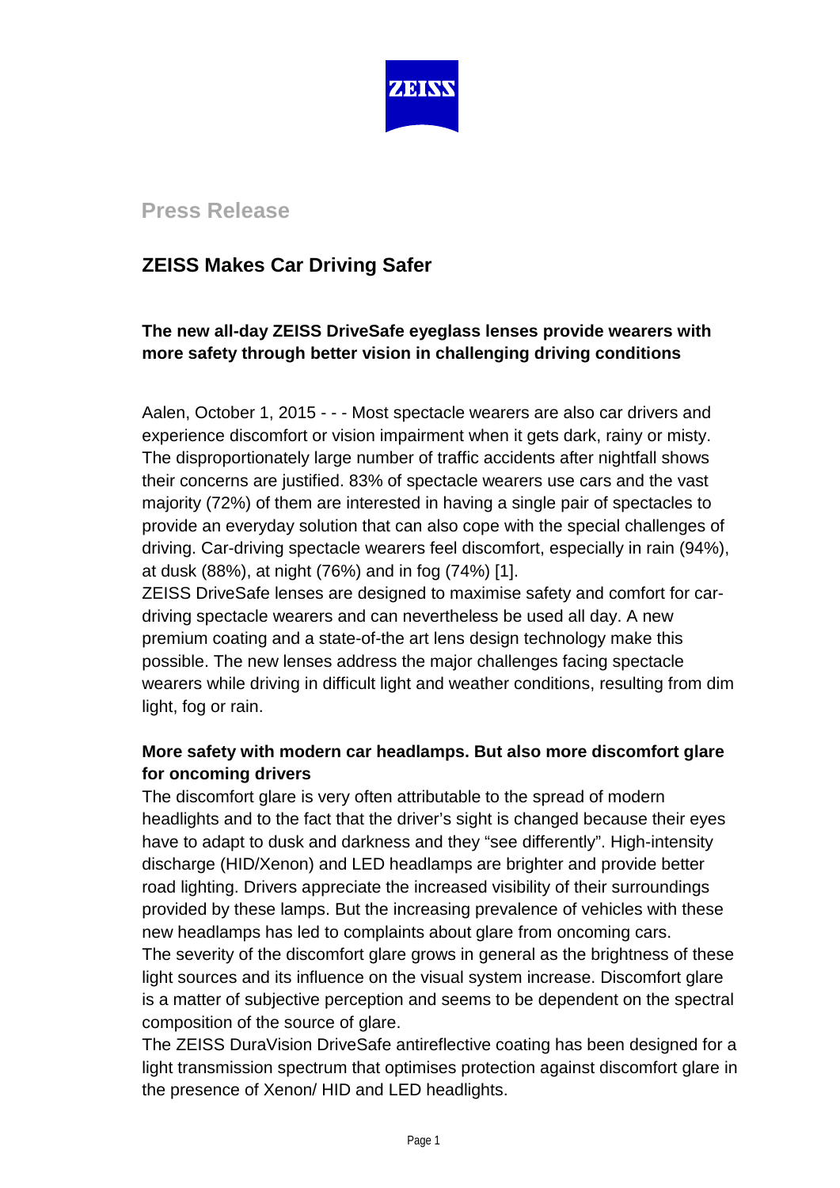ZEISS

**Press Release**

# ZEISS Makes Car Driving Safer

**The new all-day ZEISS DriveSafe eyeglass lenses provide wearers with more safety through better vision in challenging driving conditions**

Aalen, October 1, 2015 - - - Most spectacle wearers are also car drivers and experience discomfort or vision impairment when it gets dark, rainy or misty. The disproportionately large number of traffic accidents after nightfall shows their concerns are justified. 83% of spectacle wearers use cars and the vast majority (72%) of them are interested in having a single pair of spectacles to provide an everyday solution that can also cope with the special challenges of driving. Car-driving spectacle wearers feel discomfort, especially in rain (94%), at dusk (88%), at night (76%) and in fog (74%) [1].

ZEISS DriveSafe lenses are designed to maximise safety and comfort for car-driving spectacle wearers and can nevertheless be used all day. A new premium coating and a state-of-the art lens design technology make this possible. The new lenses address the major challenges facing spectacle wearers while driving in difficult light and weather conditions, resulting from dim light, fog or rain.

**More safety with modern car headlamps. But also more discomfort glare for oncoming drivers**

The discomfort glare is very often attributable to the spread of modern headlights and to the fact that the driver's sight is changed because their eyes have to adapt to dusk and darkness and they "see differently". High-intensity discharge (HID/Xenon) and LED headlamps are brighter and provide better road lighting. Drivers appreciate the increased visibility of their surroundings provided by these lamps. But the increasing prevalence of vehicles with these new headlamps has led to complaints about glare from oncoming cars.

The severity of the discomfort glare grows in general as the brightness of these light sources and its influence on the visual system increase. Discomfort glare is a matter of subjective perception and seems to be dependent on the spectral composition of the source of glare.

The ZEISS DuraVision DriveSafe antireflective coating has been designed for a light transmission spectrum that optimises protection against discomfort glare in the presence of Xenon/ HID and LED headlights.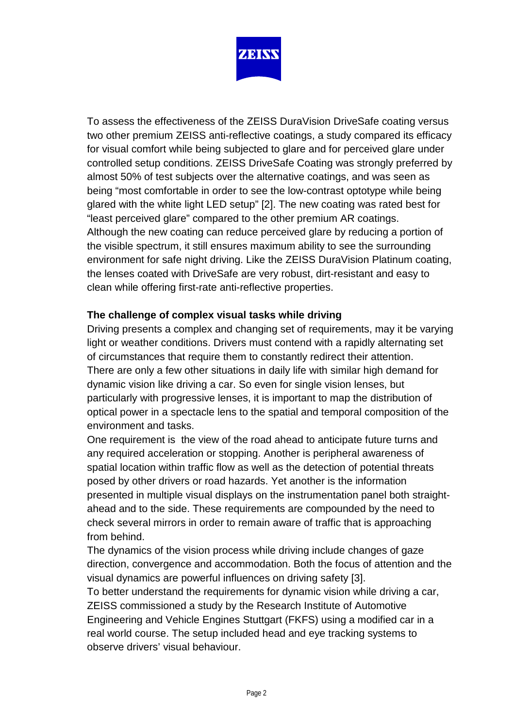To assess the effectiveness of the ZEISS DuraVision DriveSafe coating versus two other premium ZEISS anti-reflective coatings, a study compared its efficacy for visual comfort while being subjected to glare and for perceived glare under controlled setup conditions. ZEISS DriveSafe Coating was strongly preferred by almost 50% of test subjects over the alternative coatings, and was seen as being "most comfortable in order to see the low-contrast optotype while being glared with the white light LED setup" [2]. The new coating was rated best for "least perceived glare" compared to the other premium AR coatings. Although the new coating can reduce perceived glare by reducing a portion of the visible spectrum, it still ensures maximum ability to see the surrounding environment for safe night driving. Like the ZEISS DuraVision Platinum coating, the lenses coated with DriveSafe are very robust, dirt-resistant and easy to clean while offering first-rate anti-reflective properties.

**The challenge of complex visual tasks while driving**

Driving presents a complex and changing set of requirements, may it be varying light or weather conditions. Drivers must contend with a rapidly alternating set of circumstances that require them to constantly redirect their attention. There are only a few other situations in daily life with similar high demand for dynamic vision like driving a car. So even for single vision lenses, but particularly with progressive lenses, it is important to map the distribution of optical power in a spectacle lens to the spatial and temporal composition of the environment and tasks.

One requirement is the view of the road ahead to anticipate future turns and any required acceleration or stopping. Another is peripheral awareness of spatial location within traffic flow as well as the detection of potential threats posed by other drivers or road hazards. Yet another is the information presented in multiple visual displays on the instrumentation panel both straight-ahead and to the side. These requirements are compounded by the need to check several mirrors in order to remain aware of traffic that is approaching from behind.

The dynamics of the vision process while driving include changes of gaze direction, convergence and accommodation. Both the focus of attention and the visual dynamics are powerful influences on driving safety [3].

To better understand the requirements for dynamic vision while driving a car, ZEISS commissioned a study by the Research Institute of Automotive Engineering and Vehicle Engines Stuttgart (FKFS) using a modified car in a real world course. The setup included head and eye tracking systems to observe drivers' visual behaviour.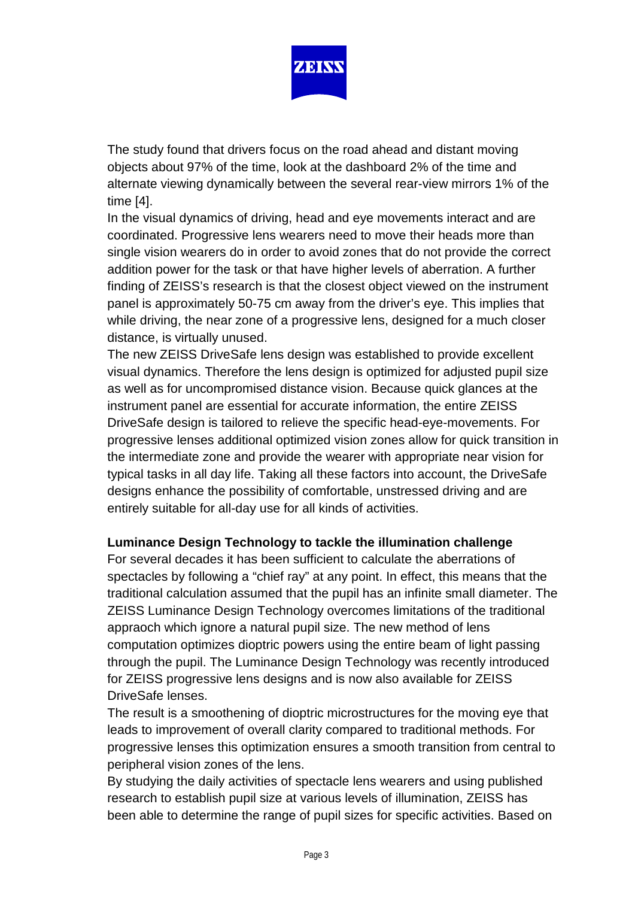The study found that drivers focus on the road ahead and distant moving objects about 97% of the time, look at the dashboard 2% of the time and alternate viewing dynamically between the several rear-view mirrors 1% of the time [4].

In the visual dynamics of driving, head and eye movements interact and are coordinated. Progressive lens wearers need to move their heads more than single vision wearers do in order to avoid zones that do not provide the correct addition power for the task or that have higher levels of aberration. A further finding of ZEISS's research is that the closest object viewed on the instrument panel is approximately 50-75 cm away from the driver's eye. This implies that while driving, the near zone of a progressive lens, designed for a much closer distance, is virtually unused.

The new ZEISS DriveSafe lens design was established to provide excellent visual dynamics. Therefore the lens design is optimized for adjusted pupil size as well as for uncompromised distance vision. Because quick glances at the instrument panel are essential for accurate information, the entire ZEISS DriveSafe design is tailored to relieve the specific head-eye-movements. For progressive lenses additional optimized vision zones allow for quick transition in the intermediate zone and provide the wearer with appropriate near vision for typical tasks in all day life. Taking all these factors into account, the DriveSafe designs enhance the possibility of comfortable, unstressed driving and are entirely suitable for all-day use for all kinds of activities.

**Luminance Design Technology to tackle the illumination challenge**

For several decades it has been sufficient to calculate the aberrations of spectacles by following a "chief ray" at any point. In effect, this means that the traditional calculation assumed that the pupil has an infinite small diameter. The ZEISS Luminance Design Technology overcomes limitations of the traditional appraoch which ignore a natural pupil size. The new method of lens computation optimizes dioptric powers using the entire beam of light passing through the pupil. The Luminance Design Technology was recently introduced for ZEISS progressive lens designs and is now also available for ZEISS DriveSafe lenses.

The result is a smoothening of dioptric microstructures for the moving eye that leads to improvement of overall clarity compared to traditional methods. For progressive lenses this optimization ensures a smooth transition from central to peripheral vision zones of the lens.

By studying the daily activities of spectacle lens wearers and using published research to establish pupil size at various levels of illumination, ZEISS has been able to determine the range of pupil sizes for specific activities. Based on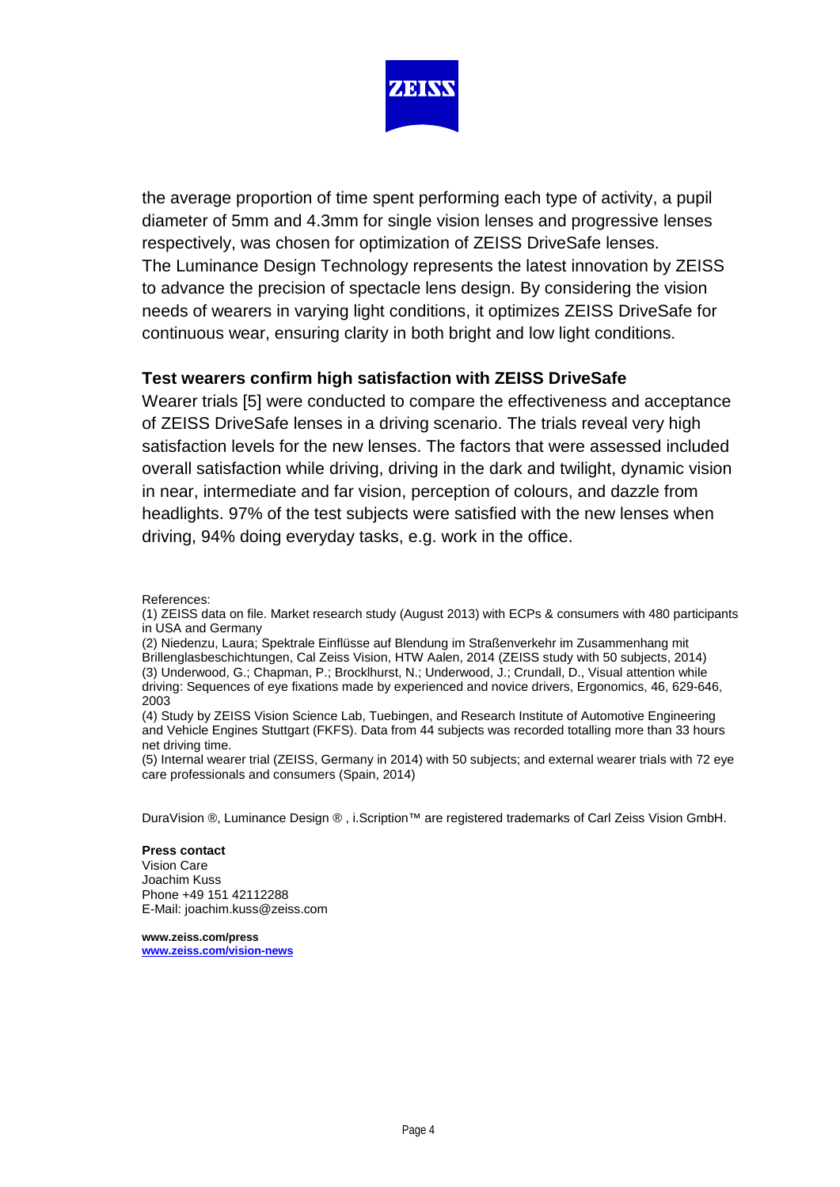the average proportion of time spent performing each type of activity, a pupil diameter of 5mm and 4.3mm for single vision lenses and progressive lenses respectively, was chosen for optimization of ZEISS DriveSafe lenses.
The Luminance Design Technology represents the latest innovation by ZEISS to advance the precision of spectacle lens design. By considering the vision needs of wearers in varying light conditions, it optimizes ZEISS DriveSafe for continuous wear, ensuring clarity in both bright and low light conditions.

**Test wearers confirm high satisfaction with ZEISS DriveSafe**

Wearer trials [5] were conducted to compare the effectiveness and acceptance of ZEISS DriveSafe lenses in a driving scenario. The trials reveal very high satisfaction levels for the new lenses. The factors that were assessed included overall satisfaction while driving, driving in the dark and twilight, dynamic vision in near, intermediate and far vision, perception of colours, and dazzle from headlights. 97% of the test subjects were satisfied with the new lenses when driving, 94% doing everyday tasks, e.g. work in the office.

References:

(1) ZEISS data on file. Market research study (August 2013) with ECPs & consumers with 480 participants in USA and Germany

(2) Niedenzu, Laura; Spektrale Einflüsse auf Blendung im Straßenverkehr im Zusammenhang mit Brillenglasbeschichtungen, Cal Zeiss Vision, HTW Aalen, 2014 (ZEISS study with 50 subjects, 2014)

(3) Underwood, G.; Chapman, P.; Brocklhurst, N.; Underwood, J.; Crundall, D., Visual attention while driving: Sequences of eye fixations made by experienced and novice drivers, Ergonomics, 46, 629-646, 2003

(4) Study by ZEISS Vision Science Lab, Tuebingen, and Research Institute of Automotive Engineering and Vehicle Engines Stuttgart (FKFS). Data from 44 subjects was recorded totalling more than 33 hours net driving time.

(5) Internal wearer trial (ZEISS, Germany in 2014) with 50 subjects; and external wearer trials with 72 eye care professionals and consumers (Spain, 2014)

DuraVision ®, Luminance Design ® , i.Scription™ are registered trademarks of Carl Zeiss Vision GmbH.

**Press contact**
Vision Care
Joachim Kuss
Phone +49 151 42112288
E-Mail: joachim.kuss@zeiss.com

**www.zeiss.com/press**
**www.zeiss.com/vision-news**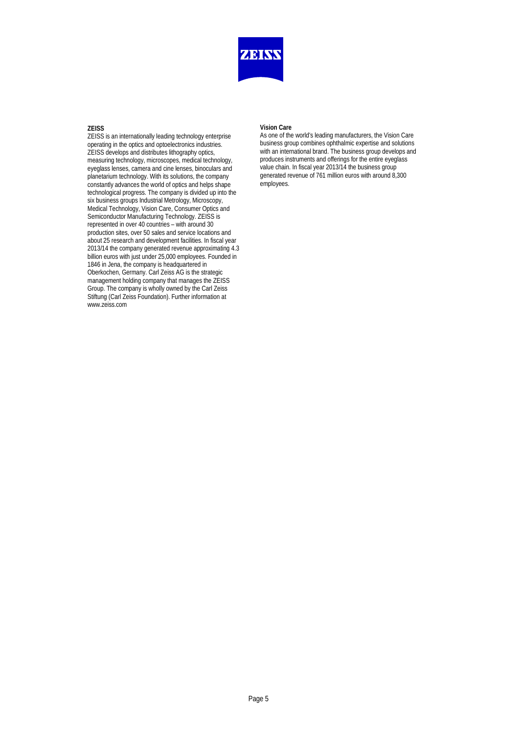**ZEISS**

ZEISS is an internationally leading technology enterprise operating in the optics and optoelectronics industries. ZEISS develops and distributes lithography optics, measuring technology, microscopes, medical technology, eyeglass lenses, camera and cine lenses, binoculars and planetarium technology. With its solutions, the company constantly advances the world of optics and helps shape technological progress. The company is divided up into the six business groups Industrial Metrology, Microscopy, Medical Technology, Vision Care, Consumer Optics and Semiconductor Manufacturing Technology. ZEISS is represented in over 40 countries – with around 30 production sites, over 50 sales and service locations and about 25 research and development facilities. In fiscal year 2013/14 the company generated revenue approximating 4.3 billion euros with just under 25,000 employees. Founded in 1846 in Jena, the company is headquartered in Oberkochen, Germany. Carl Zeiss AG is the strategic management holding company that manages the ZEISS Group. The company is wholly owned by the Carl Zeiss Stiftung (Carl Zeiss Foundation). Further information at www.zeiss.com

**Vision Care**

As one of the world's leading manufacturers, the Vision Care business group combines ophthalmic expertise and solutions with an international brand. The business group develops and produces instruments and offerings for the entire eyeglass value chain. In fiscal year 2013/14 the business group generated revenue of 761 million euros with around 8,300 employees.